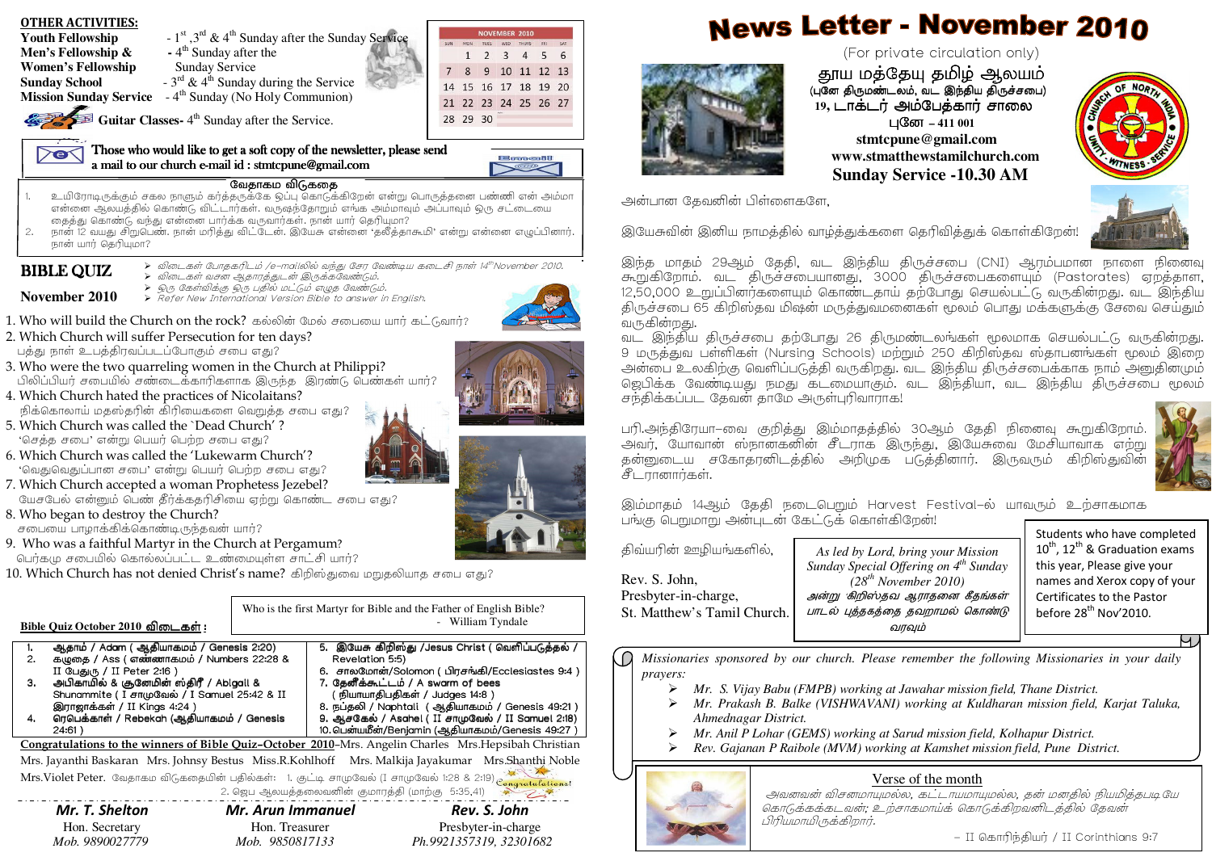# News Letter - November 2010

(For private circulation only)

**தூய மத்தேயு தமிழ் ஆலயம்**
(புனே திருமண்டலம், வட இந்திய திருச்சபை)
19, டாக்டர் அம்பேத்கார் சாலை
புனே – 411 001
stmtcpune@gmail.com
www.stmatthewstamilchurch.com
**Sunday Service -10.30 AM**

அன்பான தேவனின் பிள்ளைகளே,

இயேசுவின் இனிய நாமத்தில் வாழ்த்துக்களை தெரிவித்துக் கொள்கிறேன்!

இந்த மாதம் 29ஆம் தேதி, வட இந்திய திருச்சபை (CNI) ஆரம்பமான நாளை நினைவு கூறுகிறோம். வட திருச்சபையானது, 3000 திருச்சபைகளையும் (Pastorates) ஏறத்தாள, 12,50,000 உறுப்பினர்களையும் கொண்டதாய் தற்போது செயல்பட்டு வருகின்றது. வட இந்திய திருச்சபை 65 கிறிஸ்தவ மிஷன் மருத்துவமனைகள் மூலம் பொது மக்களுக்கு சேவை செய்தும் வருகின்றது.
வட இந்திய திருச்சபை தற்போது 26 திருமண்டலங்கள் மூலமாக செயல்பட்டு வருகின்றது. 9 மருத்துவ பள்ளிகள் (Nursing Schools) மற்றும் 250 கிறிஸ்தவ ஸ்தாபனங்கள் மூலம் இறை அன்பை உலகிற்கு வெளிப்படுத்தி வருகிறது. வட இந்திய திருச்சபைக்காக நாம் அனுதினமும் ஜெபிக்க வேண்டியது நமது கடமையாகும். வட இந்தியா, வட இந்திய திருச்சபை மூலம் சந்திக்கப்பட தேவன் தாமே அருள்புரிவாராக!

பரி.அந்திரேயா–வை குறித்து இம்மாதத்தில் 30ஆம் தேதி நினைவு கூறுகிறோம். அவர், யோவான் ஸ்நானகனின் சீடராக இருந்து, இயேசுவை மேசியாவாக ஏற்று தன்னுடைய சகோதரனிடத்தில் அறிமுக படுத்தினார். இருவரும் கிறிஸ்துவின் சீடரானார்கள்.

இம்மாதம் 14ஆம் தேதி நடைபெறும் Harvest Festival–ல் யாவரும் உற்சாகமாக பங்கு பெறுமாறு அன்புடன் கேட்டுக் கொள்கிறேன்!

திவ்யரின் ஊழியங்களில்,

Rev. S. John,
Presbyter-in-charge,
St. Matthew's Tamil Church.

*As led by Lord, bring your Mission Sunday Special Offering on 4th Sunday (28th November 2010)*
*அன்று கிறிஸ்தவ ஆராதனை கீதங்கள் பாடல் புத்தகத்தை தவறாமல் கொண்டு வரவும்*

Students who have completed 10th, 12th & Graduation exams this year, Please give your names and Xerox copy of your Certificates to the Pastor before 28th Nov'2010.

## OTHER ACTIVITIES:

- **Youth Fellowship** - 1st, 3rd & 4th Sunday after the Sunday Service
- **Men's Fellowship & Women's Fellowship** - 4th Sunday after the Sunday Service
- **Sunday School** - 3rd & 4th Sunday during the Service
- **Mission Sunday Service** - 4th Sunday (No Holy Communion)
- **Guitar Classes**- 4th Sunday after the Service.

**NOVEMBER 2010**

| SUN | MON | TUES | WED | THURS | FRI | SAT |
|---|---|---|---|---|---|---|
| | 1 | 2 | 3 | 4 | 5 | 6 |
| 7 | 8 | 9 | 10 | 11 | 12 | 13 |
| 14 | 15 | 16 | 17 | 18 | 19 | 20 |
| 21 | 22 | 23 | 24 | 25 | 26 | 27 |
| 28 | 29 | 30 | | | | |

**Those who would like to get a soft copy of the newsletter, please send a mail to our church e-mail id : stmtcpune@gmail.com**

### வேதாகம விடுகதை

1. உயிரோடிருக்கும் சகல நாளும் கர்த்தருக்கே ஒப்பு கொடுக்கிறேன் என்று பொருத்தனை பண்ணி என் அம்மா என்னை ஆலயத்தில் கொண்டு விட்டார்கள். வருஷந்தோறும் எங்க அம்மாவும் அப்பாவும் ஒரு சட்டையை தைத்து கொண்டு வந்து என்னை பார்க்க வருவார்கள். நான் யார் தெரியுமா?
2. நான் 12 வயது சிறுபெண். நான் மரித்து விட்டேன். இயேசு என்னை 'தலீத்தாகூமி' என்று என்னை எழுப்பினார். நான் யார் தெரியுமா?

## BIBLE QUIZ

**November 2010**

- விடைகள் போதகரிடம் /e-mailலில் வந்து சேர வேண்டிய கடைசி நாள் 14th November 2010.
- விடைகள் வசன ஆதாரத்துடன் இருக்கவேண்டும்.
- ஒரு கேள்விக்கு ஒரு பதில் மட்டும் எழுத வேண்டும்.
- Refer New International Version Bible to answer in English.

1. Who will build the Church on the rock? கல்லின் மேல் சபையை யார் கட்டுவார்?
2. Which Church will suffer Persecution for ten days? பத்து நாள் உபத்திரவப்படப்போகும் சபை எது?
3. Who were the two quarreling women in the Church at Philippi? பிலிப்பியர் சபையில் சண்டைக்காரிகளாக இருந்த இரண்டு பெண்கள் யார்?
4. Which Church hated the practices of Nicolaitans? நிக்கொலாய் மதஸ்தரின் கிரியைகளை வெறுத்த சபை எது?
5. Which Church was called the 'Dead Church' ? 'செத்த சபை' என்று பெயர் பெற்ற சபை எது?
6. Which Church was called the 'Lukewarm Church'? 'வெதுவெதுப்பான சபை' என்று பெயர் பெற்ற சபை எது?
7. Which Church accepted a woman Prophetess Jezebel? யேசபேல் என்னும் பெண் தீர்க்கதரிசியை ஏற்று கொண்ட சபை எது?
8. Who began to destroy the Church? சபையை பாழாக்கிக்கொண்டிருந்தவன் யார்?
9. Who was a faithful Martyr in the Church at Pergamum? பெர்கமு சபையில் கொல்லப்பட்ட உண்மையுள்ள சாட்சி யார்?
10. Which Church has not denied Christ's name? கிறிஸ்துவை மறுதலியாத சபை எது?

Who is the first Martyr for Bible and the Father of English Bible?
- William Tyndale

**Bible Quiz October 2010 விடைகள் :**

| | |
|---|---|
| 1. ஆதாம் / Adam ( ஆதியாகமம் / Genesis 2:20) | 5. இயேசு கிறிஸ்து /Jesus Christ ( வெளிப்படுத்தல் / Revelation 5:5) |
| 2. கழுதை / Ass ( எண்ணாகமம் / Numbers 22:28 & II பேதுரு / II Peter 2:16 ) | 6. சாலமோன்/Solomon ( பிரசங்கி/Ecclesiastes 9:4 ) |
| 3. அபிகாயில் & சூனேமின் ஸ்திரீ / Abigail & Shunammite ( I சாமுவேல் / I Samuel 25:42 & II இராஜாக்கள் / II Kings 4:24 ) | 7. தேனீக்கூட்டம் / A swarm of bees ( நியாயாதிபதிகள் / Judges 14:8 ) |
| 4. ரெபெக்காள் / Rebekah (ஆதியாகமம் / Genesis 24:61 ) | 8. நப்தலி / Naphtali ( ஆதியாகமம் / Genesis 49:21 ) |
| | 9. ஆசகேல் / Asahel ( II சாமுவேல் / II Samuel 2:18) |
| | 10. பென்யமீன்/Benjamin (ஆதியாகமம்/Genesis 49:27 ) |

**Congratulations to the winners of Bible Quiz-October 2010**–Mrs. Angelin Charles Mrs.Hepsibah Christian Mrs. Jayanthi Baskaran Mrs. Johnsy Bestus Miss.R.Kohlhoff Mrs. Malkija Jayakumar Mrs.Shanthi Noble Mrs.Violet Peter. வேதாகம விடுகதையின் பதில்கள்: 1. குட்டி சாமுவேல் (I சாமுவேல் 1:28 & 2:19) 2. ஜெப ஆலயத்தலைவனின் குமாரத்தி (மாற்கு 5:35,41)

*Missionaries sponsored by our church. Please remember the following Missionaries in your daily prayers:*

- *Mr. S. Vijay Babu (FMPB) working at Jawahar mission field, Thane District.*
- *Mr. Prakash B. Balke (VISHWAVANI) working at Kuldharan mission field, Karjat Taluka, Ahmednagar District.*
- *Mr. Anil P Lohar (GEMS) working at Sarud mission field, Kolhapur District.*
- *Rev. Gajanan P Raibole (MVM) working at Kamshet mission field, Pune District.*

### Verse of the month

*அவனவன் விசனமாயுமல்ல, கட்டாயமாயுமல்ல, தன் மனதில் நியமித்தபடியே கொடுக்கக்கடவன்; உற்சாகமாய்க் கொடுக்கிறவனிடத்தில் தேவன் பிரியமாயிருக்கிறார்.*

– II கொரிந்தியர் / II Corinthians 9:7

| **Mr. T. Shelton** | **Mr. Arun Immanuel** | **Rev. S. John** |
|---|---|---|
| Hon. Secretary | Hon. Treasurer | Presbyter-in-charge |
| Mob. 9890027779 | Mob. 9850817133 | Ph.9921357319, 32301682 |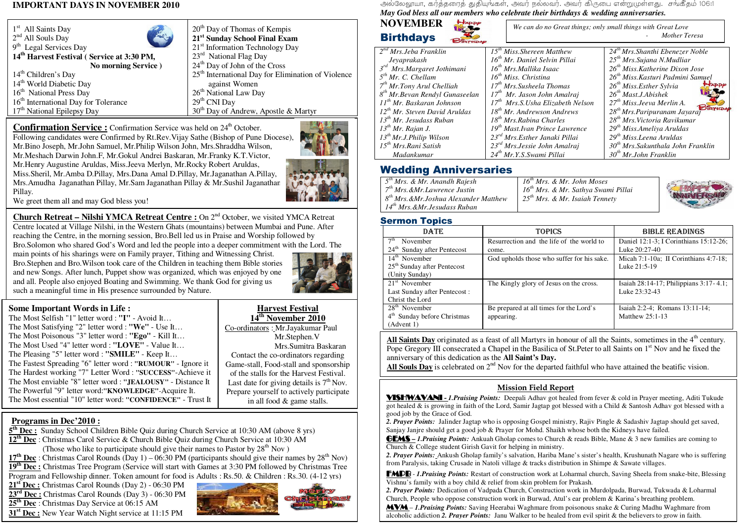# IMPORTANT DAYS IN NOVEMBER 2010

1st All Saints Day
2nd All Souls Day
9th Legal Services Day
**14th Harvest Festival ( Service at 3:30 PM, No morning Service )**
14th Children's Day
14th World Diabetic Day
16th National Press Day
16th International Day for Tolerance
17th National Epilepsy Day
20th Day of Thomas of Kempis
**21st Sunday School Final Exam**
21st Information Technology Day
23rd National Flag Day
24th Day of John of the Cross
25th International Day for Elimination of Violence against Women
26th National Law Day
29th CNI Day
30th Day of Andrew, Apostle & Martyr

## Confirmation Service :

Confirmation Service was held on 24th October.
Following candidates were Confirmed by Rt.Rev.Vijay Sathe (Bishop of Pune Diocese), Mr.Bino Joseph, Mr.John Samuel, Mr.Philip Wilson John, Mrs.Shraddha Wilson, Mr.Meshach Darwin John.F, Mr.Gokul Andrei Baskaran, Mr.Franky K.T.Victor, Mr.Henry Augustine Aruldas, Miss.Jeeva Merlyn, Mr.Rocky Robert Aruldas, Miss.Sheril, Mr.Amba D.Pillay, Mrs.Dana Amal D.Pillay, Mr.Jaganathan A.Pillay, Mrs.Amudha Jaganathan Pillay, Mr.Sam Jaganathan Pillay & Mr.Sushil Jaganathan Pillay.
We greet them all and may God bless you!

## Church Retreat – Nilshi YMCA Retreat Centre :

On 2nd October, we visited YMCA Retreat Centre located at Village Nilshi, in the Western Ghats (mountains) between Mumbai and Pune. After reaching the Centre, in the morning session, Bro.Bell led us in Praise and Worship followed by Bro.Solomon who shared God's Word and led the people into a deeper commitment with the Lord. The main points of his sharings were on Family prayer, Tithing and Witnessing Christ. Bro.Stephen and Bro.Wilson took care of the Children in teaching them Bible stories and new Songs. After lunch, Puppet show was organized, which was enjoyed by one and all. People also enjoyed Boating and Swimming. We thank God for giving us such a meaningful time in His presence surrounded by Nature.

## Some Important Words in Life :

The Most Selfish "1" letter word : **"I"** - Avoid It…
The Most Satisfying "2" letter word : **"We"** - Use It…
The Most Poisonous "3" letter word : **"Ego"** - Kill It…
The Most Used "4" letter word : **"LOVE"** - Value It…
The Pleasing "5" letter word : **"SMILE"** - Keep It…
The Fastest Spreading "6" letter word : **"RUMOUR"** - Ignore it
The Hardest working "7" Letter Word : **"SUCCESS"**-Achieve it
The Most enviable "8" letter word : **"JEALOUSY"** - Distance It
The Powerful "9" letter word:**"KNOWLEDGE"**-Acquire It.
The Most essential "10" letter word: **"CONFIDENCE"** - Trust It

## Harvest Festival
## 14th November 2010

Co-ordinators : Mr.Jayakumar Paul
Mr.Stephen.V
Mrs.Sumitra Baskaran

Contact the co-ordinators regarding Game-stall, Food-stall and sponsorship of the stalls for the Harvest Festival.
Last date for giving details is 7th Nov.
Prepare yourself to actively participate in all food & game stalls.

## Programs in Dec'2010 :

**5th Dec :** Sunday School Children Bible Quiz during Church Service at 10:30 AM (above 8 yrs)
**12th Dec** : Christmas Carol Service & Church Bible Quiz during Church Service at 10:30 AM (Those who like to participate should give their names to Pastor by 28th Nov )
**17th Dec** : Christmas Carol Rounds (Day 1) – 06:30 PM (participants should give their names by 28th Nov)
**19th Dec :** Christmas Tree Program (Service will start with Games at 3:30 PM followed by Christmas Tree Program and Fellowship dinner. Token amount for food is Adults : Rs.50. & Children : Rs.30. (4-12 yrs)
**21st Dec :** Christmas Carol Rounds (Day 2) - 06:30 PM
**23rd Dec :** Christmas Carol Rounds (Day 3) - 06:30 PM
**25th Dec** : Christmas Day Service at 06:15 AM
**31st Dec :** New Year Watch Night service at 11:15 PM

அல்லேலூயா, கர்த்தரைத் துதியுங்கள், அவர் நல்லவர். அவர் கிருபை என்றுமுள்ளது. சங்கீதம் 106:1

*May God bless all our members who celebrate their birthdays & wedding anniversaries.*

# NOVEMBER Birthdays

*We can do no Great things; only small things with Great Love - Mother Teresa*

| | | |
|---|---|---|
| *2nd Mrs.Jeba Franklin Jeyaprakash* | *15th Miss.Shereen Matthew* | *24th Mrs.Shanthi Ebenezer Noble* |
| *3rd Mrs.Margaret Jothimani* | *16th Mr. Daniel Selvin Pillai* | *25th Mrs.Sujana N.Mudliar* |
| *5th Mr. C. Chellam* | *16th Mrs.Mallika Isaac* | *26th Miss.Katherine Dixon Jose* |
| *7th Mr.Tony Arul Chelliah* | *16th Miss. Christina* | *26th Miss.Kasturi Padmini Samuel* |
| *8th Mr.Bevan Rendyl Gunaseelan* | *17th Mrs.Susheela Thomas* | *26th Miss.Esther Sylvia* |
| *11th Mr. Baskaran Johnson* | *17th Mr. Jason John Amalraj* | *26th Mast.J.Abishek* |
| *12th Mr. Steven David Aruldas* | *17th Mrs.S.Usha Elizabeth Nelson* | *27th Miss.Jeeva Merlin A.* |
| *13th Mr. Jesudass Ruban* | *18th Mr. Andrewson Andrews* | *28th Mrs.Paripuranam Jayaraj* |
| *13th Mr. Rajan J.* | *18th Mrs.Rabina Charles* | *28th Mrs.Victoria Ravikumar* |
| *13th Mr.J.Philip Wilson* | *19th Mast.Ivan Prince Lawrence* | *29th Miss.Ameliya Aruldas* |
| *15th Mrs.Rani Satish Madankumar* | *23rd Mrs.Esther Janaki Pillai* | *29th Miss.Leena Aruldas* |
| | *23rd Mrs.Jessie John Amalraj* | *30th Mrs.Sakunthala John Franklin* |
| | *24th Mr.Y.S.Swami Pillai* | *30th Mr.John Franklin* |

# Wedding Anniversaries

| | |
|---|---|
| *5th Mrs. & Mr. Anandh Rajesh* | *16th Mrs. & Mr. John Moses* |
| *7th Mrs.&Mr.Lawrence Justin* | *16th Mrs. & Mr. Sathya Swami Pillai* |
| *8th Mrs.&Mr.Joshua Alexander Matthew* | *25th Mrs. & Mr. Isaiah Tennety* |
| *14th Mrs.&Mr.Jesudass Ruban* | |

# Sermon Topics

| DATE | TOPICS | BIBLE READINGS |
|---|---|---|
| 7th November<br>24th Sunday after Pentecost | Resurrection and the life of the world to come. | Daniel 12:1-3; I Corinthians 15:12-26; Luke 20:27-40 |
| 14th November<br>25th Sunday after Pentecost<br>(Unity Sunday) | God upholds those who suffer for his sake. | Micah 7:1-10a; II Corinthians 4:7-18; Luke 21:5-19 |
| 21st November<br>Last Sunday after Pentecost : Christ the Lord | The Kingly glory of Jesus on the cross. | Isaiah 28:14-17; Philippians 3:17- 4.1; Luke 23:32-43 |
| 28th November<br>4th Sunday before Christmas<br>(Advent 1) | Be prepared at all times for the Lord's appearing. | Isaiah 2:2-4; Romans 13:11-14; Matthew 25:1-13 |

**All Saints Day** originated as a feast of all Martyrs in honour of all the Saints, sometimes in the 4th century. Pope Gregory III consecrated a Chapel in the Basilica of St.Peter to all Saints on 1st Nov and he fixed the anniversary of this dedication as the **All Saint's Day.**
**All Souls Day** is celebrated on 2nd Nov for the departed faithful who have attained the beatific vision.

## Mission Field Report

**VISHWAVANI** - ***1.Praising Points:*** Deepali Adhav got healed from fever & cold in Prayer meeting, Aditi Tukude got healed & is growing in faith of the Lord, Samir Jagtap got blessed with a Child & Santosh Adhav got blessed with a good job by the Grace of God.
***2. Prayer Points:*** Jalinder Jagtap who is opposing Gospel ministry, Rajiv Pingle & Sadashiv Jagtap should get saved, Sanjay Janjre should get a good job & Prayer for Mohd. Shaikh whose both the Kidneys have failed.

**GEMS** – ***1.Praising Points:*** Ankuah Gholap comes to Church & reads Bible, Mane & 3 new families are coming to Church & College student Girish Gavit for helping in ministry.
***2. Prayer Points:*** Ankush Gholap family's salvation, Hariba Mane's sister's health, Krushunath Nagare who is suffering from Paralysis, taking Crusade in Natoli village & tracks distribution in Shimpe & Sawate villages.

**FMPB** - ***1.Praising Points:*** Restart of construction work at Loharmal church, Saving Sheela from snake-bite, Blessing Vishnu's family with a boy child & relief from skin problem for Prakash.
***2. Prayer Points:*** Dedication of Vadpada Church, Construction work in Murdolpada, Burwad, Tukwada & Loharmal Church, People who oppose construction work in Burwad, Atul's ear problem & Karina's breathing problem.

**MVM** – ***1.Praising Points:*** Saving Heerabai Waghmare from poisonous snake & Curing Madhu Waghmare from alcoholic addiction ***2. Prayer Points:*** Janu Walker to be healed from evil spirit & the believers to grow in faith.